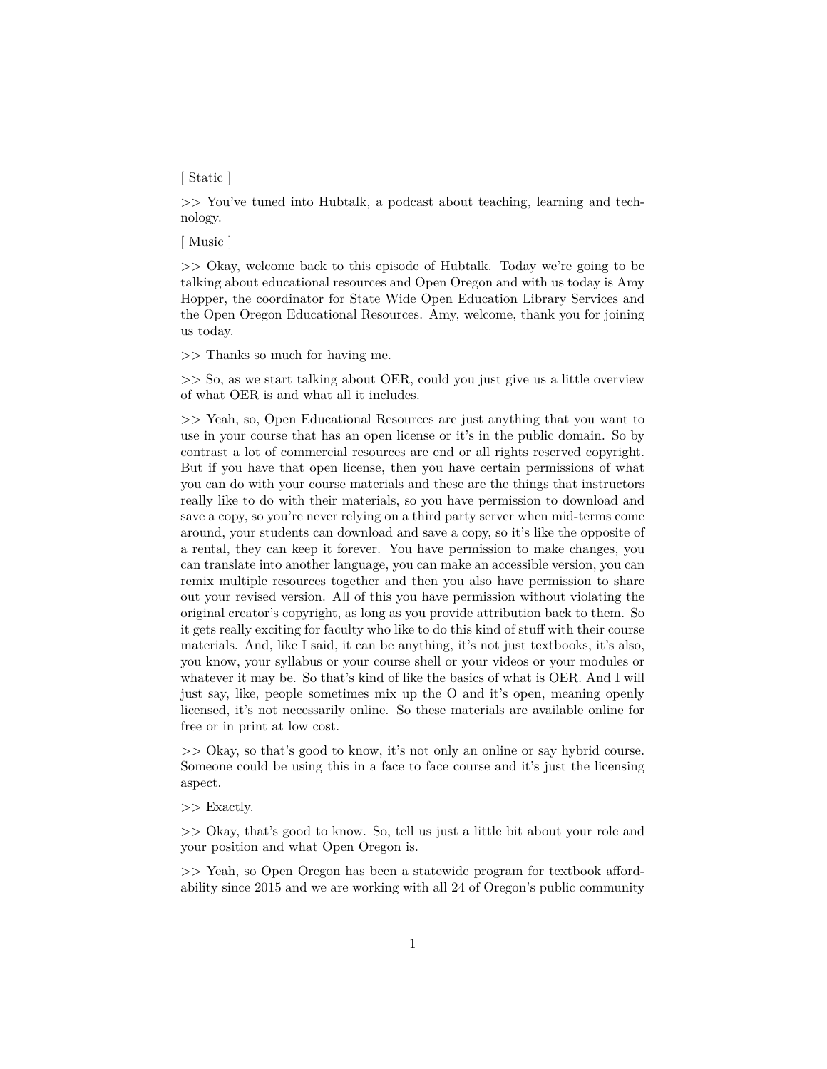[ Static ]

>> You've tuned into Hubtalk, a podcast about teaching, learning and technology.

[ Music ]

>> Okay, welcome back to this episode of Hubtalk. Today we're going to be talking about educational resources and Open Oregon and with us today is Amy Hopper, the coordinator for State Wide Open Education Library Services and the Open Oregon Educational Resources. Amy, welcome, thank you for joining us today.

>> Thanks so much for having me.

>> So, as we start talking about OER, could you just give us a little overview of what OER is and what all it includes.

>> Yeah, so, Open Educational Resources are just anything that you want to use in your course that has an open license or it's in the public domain. So by contrast a lot of commercial resources are end or all rights reserved copyright. But if you have that open license, then you have certain permissions of what you can do with your course materials and these are the things that instructors really like to do with their materials, so you have permission to download and save a copy, so you're never relying on a third party server when mid-terms come around, your students can download and save a copy, so it's like the opposite of a rental, they can keep it forever. You have permission to make changes, you can translate into another language, you can make an accessible version, you can remix multiple resources together and then you also have permission to share out your revised version. All of this you have permission without violating the original creator's copyright, as long as you provide attribution back to them. So it gets really exciting for faculty who like to do this kind of stuff with their course materials. And, like I said, it can be anything, it's not just textbooks, it's also, you know, your syllabus or your course shell or your videos or your modules or whatever it may be. So that's kind of like the basics of what is OER. And I will just say, like, people sometimes mix up the O and it's open, meaning openly licensed, it's not necessarily online. So these materials are available online for free or in print at low cost.

>> Okay, so that's good to know, it's not only an online or say hybrid course. Someone could be using this in a face to face course and it's just the licensing aspect.

>> Exactly.

>> Okay, that's good to know. So, tell us just a little bit about your role and your position and what Open Oregon is.

>> Yeah, so Open Oregon has been a statewide program for textbook affordability since 2015 and we are working with all 24 of Oregon's public community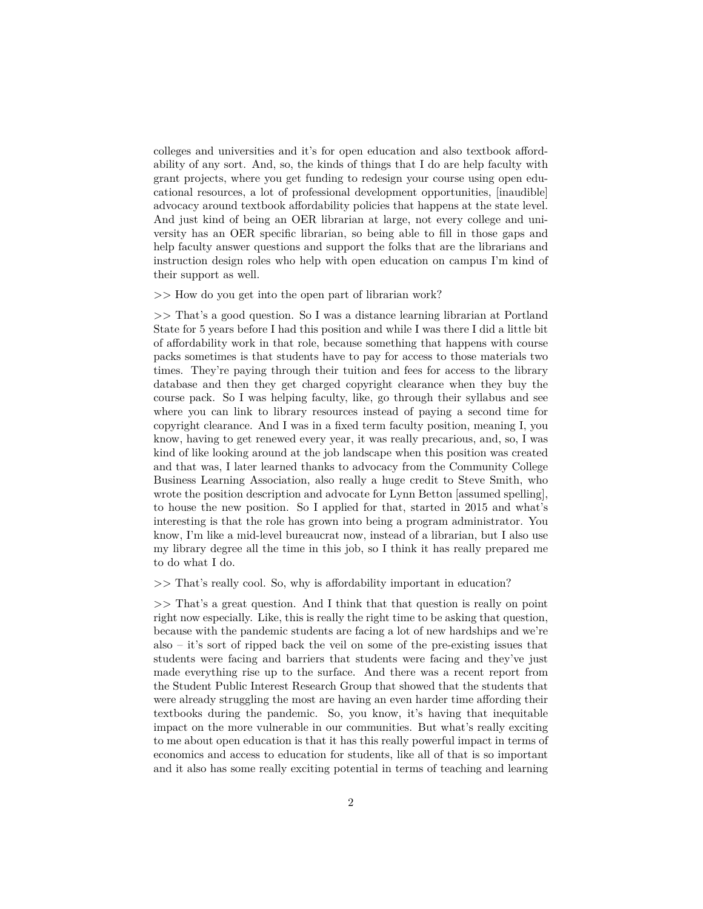colleges and universities and it's for open education and also textbook affordability of any sort. And, so, the kinds of things that I do are help faculty with grant projects, where you get funding to redesign your course using open educational resources, a lot of professional development opportunities, [inaudible] advocacy around textbook affordability policies that happens at the state level. And just kind of being an OER librarian at large, not every college and university has an OER specific librarian, so being able to fill in those gaps and help faculty answer questions and support the folks that are the librarians and instruction design roles who help with open education on campus I'm kind of their support as well.

>> How do you get into the open part of librarian work?

>> That's a good question. So I was a distance learning librarian at Portland State for 5 years before I had this position and while I was there I did a little bit of affordability work in that role, because something that happens with course packs sometimes is that students have to pay for access to those materials two times. They're paying through their tuition and fees for access to the library database and then they get charged copyright clearance when they buy the course pack. So I was helping faculty, like, go through their syllabus and see where you can link to library resources instead of paying a second time for copyright clearance. And I was in a fixed term faculty position, meaning I, you know, having to get renewed every year, it was really precarious, and, so, I was kind of like looking around at the job landscape when this position was created and that was, I later learned thanks to advocacy from the Community College Business Learning Association, also really a huge credit to Steve Smith, who wrote the position description and advocate for Lynn Betton [assumed spelling], to house the new position. So I applied for that, started in 2015 and what's interesting is that the role has grown into being a program administrator. You know, I'm like a mid-level bureaucrat now, instead of a librarian, but I also use my library degree all the time in this job, so I think it has really prepared me to do what I do.

>> That's really cool. So, why is affordability important in education?

>> That's a great question. And I think that that question is really on point right now especially. Like, this is really the right time to be asking that question, because with the pandemic students are facing a lot of new hardships and we're also – it's sort of ripped back the veil on some of the pre-existing issues that students were facing and barriers that students were facing and they've just made everything rise up to the surface. And there was a recent report from the Student Public Interest Research Group that showed that the students that were already struggling the most are having an even harder time affording their textbooks during the pandemic. So, you know, it's having that inequitable impact on the more vulnerable in our communities. But what's really exciting to me about open education is that it has this really powerful impact in terms of economics and access to education for students, like all of that is so important and it also has some really exciting potential in terms of teaching and learning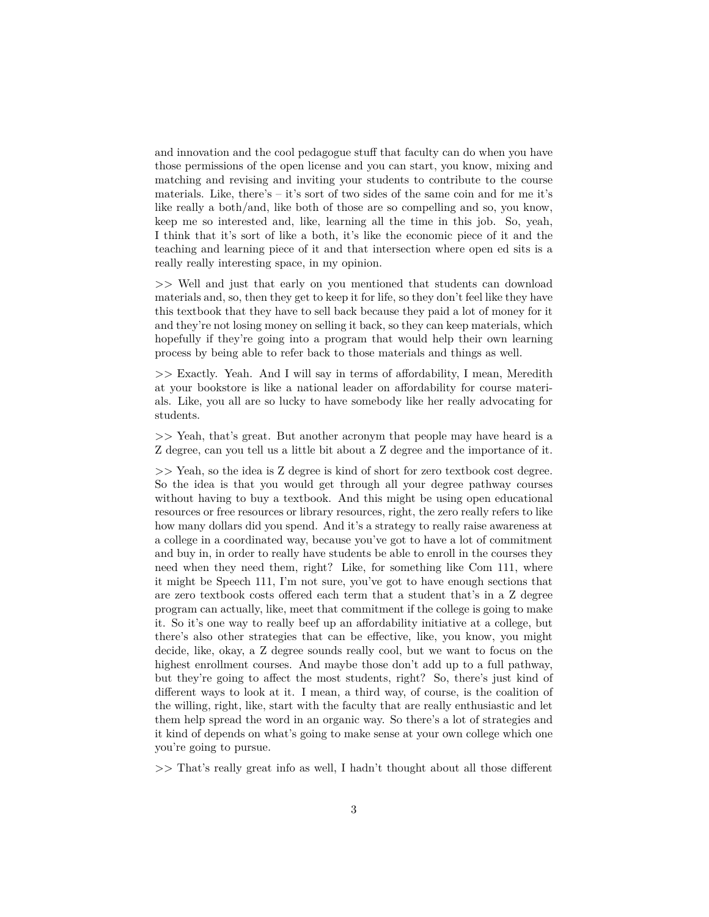and innovation and the cool pedagogue stuff that faculty can do when you have those permissions of the open license and you can start, you know, mixing and matching and revising and inviting your students to contribute to the course materials. Like, there's – it's sort of two sides of the same coin and for me it's like really a both/and, like both of those are so compelling and so, you know, keep me so interested and, like, learning all the time in this job. So, yeah, I think that it's sort of like a both, it's like the economic piece of it and the teaching and learning piece of it and that intersection where open ed sits is a really really interesting space, in my opinion.

>> Well and just that early on you mentioned that students can download materials and, so, then they get to keep it for life, so they don't feel like they have this textbook that they have to sell back because they paid a lot of money for it and they're not losing money on selling it back, so they can keep materials, which hopefully if they're going into a program that would help their own learning process by being able to refer back to those materials and things as well.

>> Exactly. Yeah. And I will say in terms of affordability, I mean, Meredith at your bookstore is like a national leader on affordability for course materials. Like, you all are so lucky to have somebody like her really advocating for students.

>> Yeah, that's great. But another acronym that people may have heard is a Z degree, can you tell us a little bit about a Z degree and the importance of it.

>> Yeah, so the idea is Z degree is kind of short for zero textbook cost degree. So the idea is that you would get through all your degree pathway courses without having to buy a textbook. And this might be using open educational resources or free resources or library resources, right, the zero really refers to like how many dollars did you spend. And it's a strategy to really raise awareness at a college in a coordinated way, because you've got to have a lot of commitment and buy in, in order to really have students be able to enroll in the courses they need when they need them, right? Like, for something like Com 111, where it might be Speech 111, I'm not sure, you've got to have enough sections that are zero textbook costs offered each term that a student that's in a Z degree program can actually, like, meet that commitment if the college is going to make it. So it's one way to really beef up an affordability initiative at a college, but there's also other strategies that can be effective, like, you know, you might decide, like, okay, a Z degree sounds really cool, but we want to focus on the highest enrollment courses. And maybe those don't add up to a full pathway, but they're going to affect the most students, right? So, there's just kind of different ways to look at it. I mean, a third way, of course, is the coalition of the willing, right, like, start with the faculty that are really enthusiastic and let them help spread the word in an organic way. So there's a lot of strategies and it kind of depends on what's going to make sense at your own college which one you're going to pursue.

>> That's really great info as well, I hadn't thought about all those different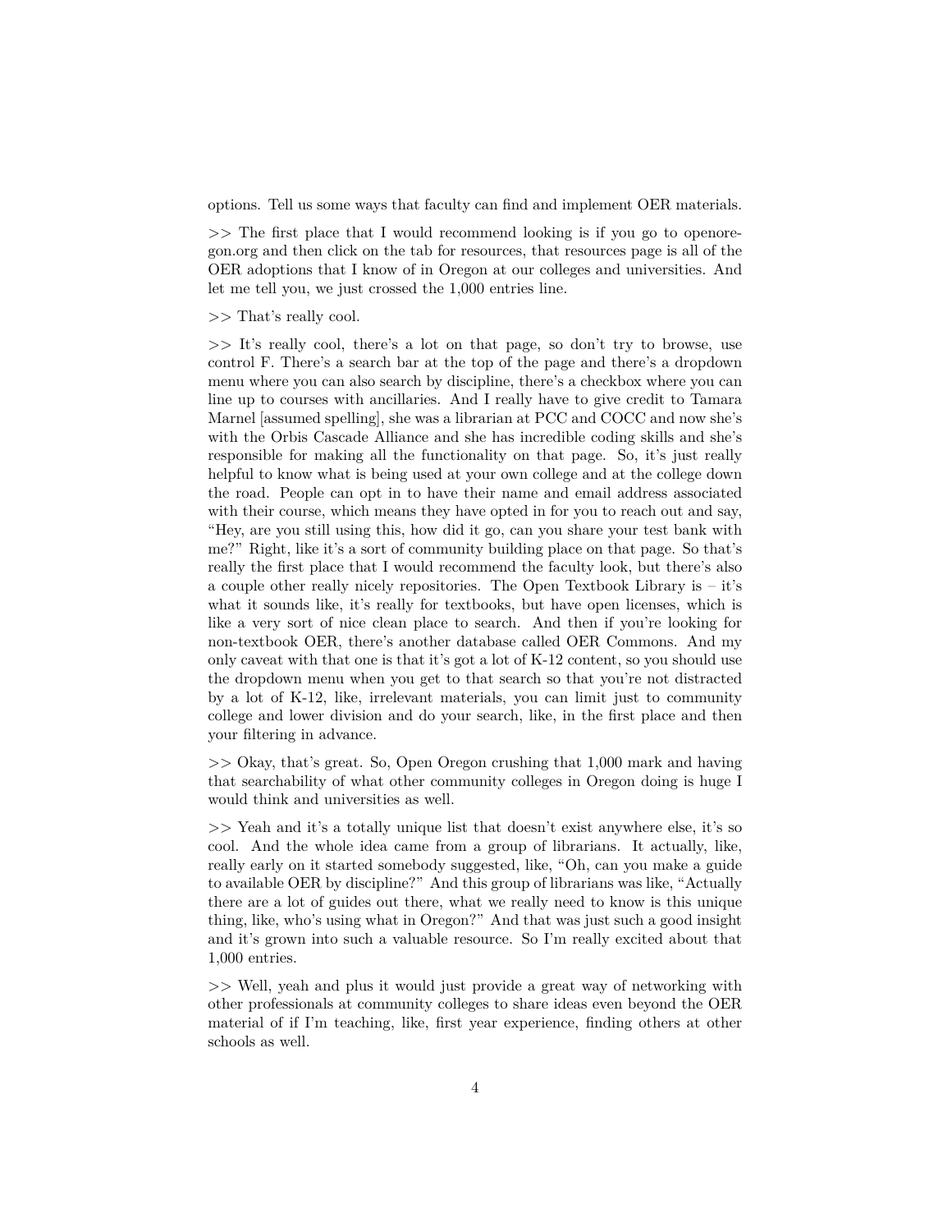options. Tell us some ways that faculty can find and implement OER materials.

>> The first place that I would recommend looking is if you go to openoregon.org and then click on the tab for resources, that resources page is all of the OER adoptions that I know of in Oregon at our colleges and universities. And let me tell you, we just crossed the 1,000 entries line.

>> That's really cool.

>> It's really cool, there's a lot on that page, so don't try to browse, use control F. There's a search bar at the top of the page and there's a dropdown menu where you can also search by discipline, there's a checkbox where you can line up to courses with ancillaries. And I really have to give credit to Tamara Marnel [assumed spelling], she was a librarian at PCC and COCC and now she's with the Orbis Cascade Alliance and she has incredible coding skills and she's responsible for making all the functionality on that page. So, it's just really helpful to know what is being used at your own college and at the college down the road. People can opt in to have their name and email address associated with their course, which means they have opted in for you to reach out and say, "Hey, are you still using this, how did it go, can you share your test bank with me?" Right, like it's a sort of community building place on that page. So that's really the first place that I would recommend the faculty look, but there's also a couple other really nicely repositories. The Open Textbook Library is – it's what it sounds like, it's really for textbooks, but have open licenses, which is like a very sort of nice clean place to search. And then if you're looking for non-textbook OER, there's another database called OER Commons. And my only caveat with that one is that it's got a lot of K-12 content, so you should use the dropdown menu when you get to that search so that you're not distracted by a lot of K-12, like, irrelevant materials, you can limit just to community college and lower division and do your search, like, in the first place and then your filtering in advance.

>> Okay, that's great. So, Open Oregon crushing that 1,000 mark and having that searchability of what other community colleges in Oregon doing is huge I would think and universities as well.

>> Yeah and it's a totally unique list that doesn't exist anywhere else, it's so cool. And the whole idea came from a group of librarians. It actually, like, really early on it started somebody suggested, like, "Oh, can you make a guide to available OER by discipline?" And this group of librarians was like, "Actually there are a lot of guides out there, what we really need to know is this unique thing, like, who's using what in Oregon?" And that was just such a good insight and it's grown into such a valuable resource. So I'm really excited about that 1,000 entries.

>> Well, yeah and plus it would just provide a great way of networking with other professionals at community colleges to share ideas even beyond the OER material of if I'm teaching, like, first year experience, finding others at other schools as well.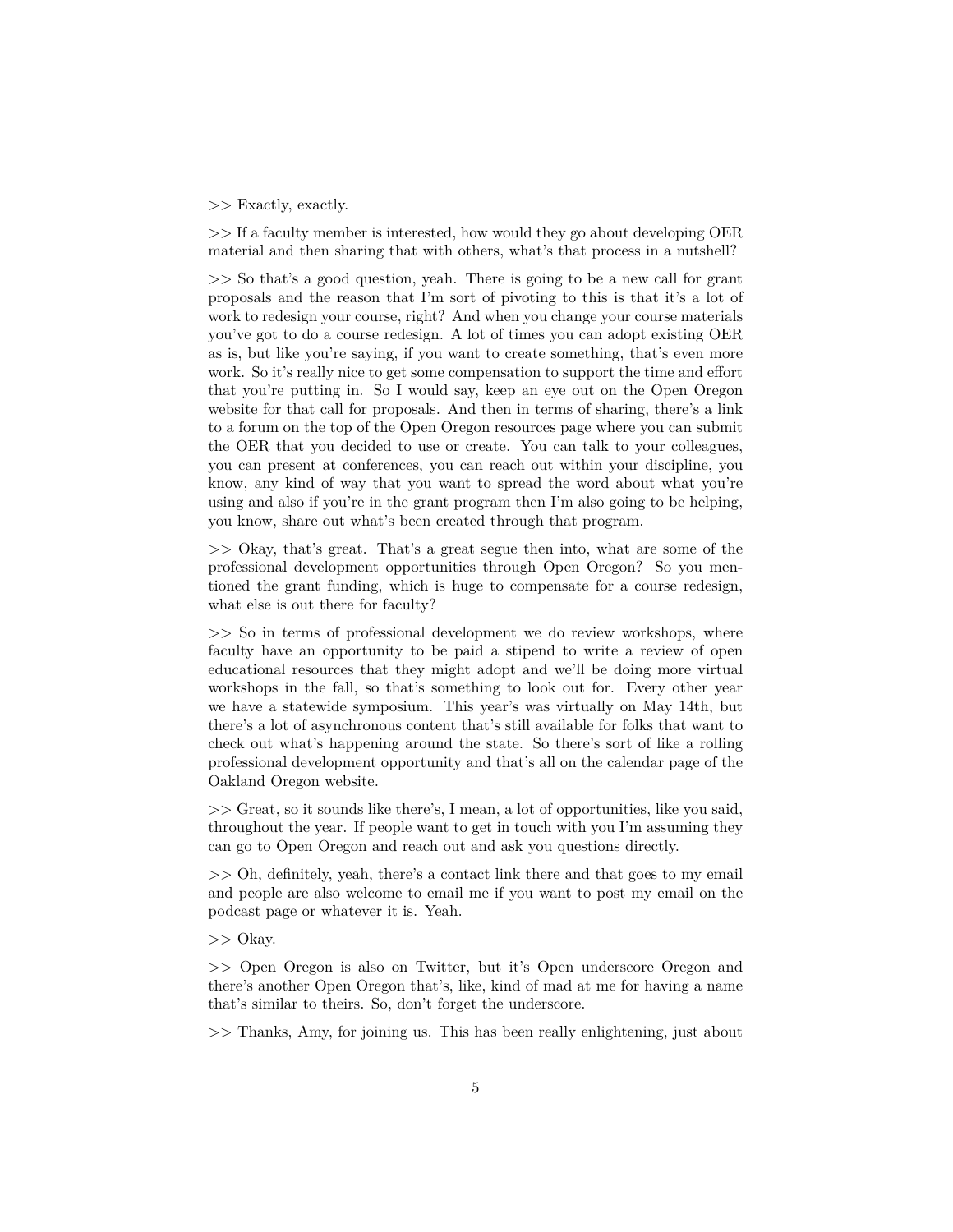>> Exactly, exactly.

>> If a faculty member is interested, how would they go about developing OER material and then sharing that with others, what's that process in a nutshell?

>> So that's a good question, yeah. There is going to be a new call for grant proposals and the reason that I'm sort of pivoting to this is that it's a lot of work to redesign your course, right? And when you change your course materials you've got to do a course redesign. A lot of times you can adopt existing OER as is, but like you're saying, if you want to create something, that's even more work. So it's really nice to get some compensation to support the time and effort that you're putting in. So I would say, keep an eye out on the Open Oregon website for that call for proposals. And then in terms of sharing, there's a link to a forum on the top of the Open Oregon resources page where you can submit the OER that you decided to use or create. You can talk to your colleagues, you can present at conferences, you can reach out within your discipline, you know, any kind of way that you want to spread the word about what you're using and also if you're in the grant program then I'm also going to be helping, you know, share out what's been created through that program.

>> Okay, that's great. That's a great segue then into, what are some of the professional development opportunities through Open Oregon? So you mentioned the grant funding, which is huge to compensate for a course redesign, what else is out there for faculty?

>> So in terms of professional development we do review workshops, where faculty have an opportunity to be paid a stipend to write a review of open educational resources that they might adopt and we'll be doing more virtual workshops in the fall, so that's something to look out for. Every other year we have a statewide symposium. This year's was virtually on May 14th, but there's a lot of asynchronous content that's still available for folks that want to check out what's happening around the state. So there's sort of like a rolling professional development opportunity and that's all on the calendar page of the Oakland Oregon website.

>> Great, so it sounds like there's, I mean, a lot of opportunities, like you said, throughout the year. If people want to get in touch with you I'm assuming they can go to Open Oregon and reach out and ask you questions directly.

>> Oh, definitely, yeah, there's a contact link there and that goes to my email and people are also welcome to email me if you want to post my email on the podcast page or whatever it is. Yeah.

>> Okay.

>> Open Oregon is also on Twitter, but it's Open underscore Oregon and there's another Open Oregon that's, like, kind of mad at me for having a name that's similar to theirs. So, don't forget the underscore.

>> Thanks, Amy, for joining us. This has been really enlightening, just about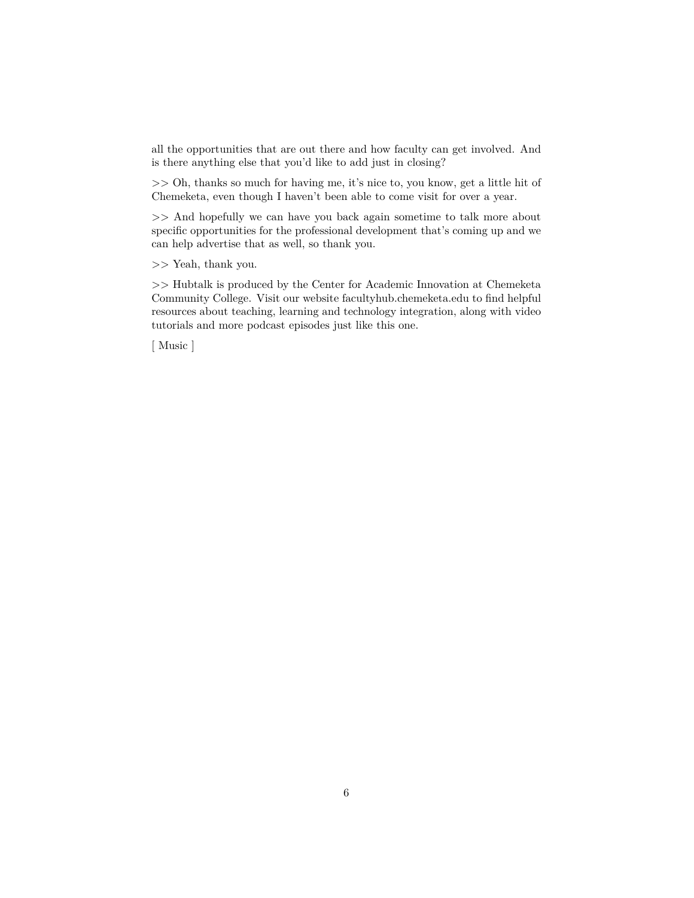all the opportunities that are out there and how faculty can get involved. And is there anything else that you'd like to add just in closing?

>> Oh, thanks so much for having me, it's nice to, you know, get a little hit of Chemeketa, even though I haven't been able to come visit for over a year.

>> And hopefully we can have you back again sometime to talk more about specific opportunities for the professional development that's coming up and we can help advertise that as well, so thank you.

>> Yeah, thank you.

>> Hubtalk is produced by the Center for Academic Innovation at Chemeketa Community College. Visit our website facultyhub.chemeketa.edu to find helpful resources about teaching, learning and technology integration, along with video tutorials and more podcast episodes just like this one.

[ Music ]